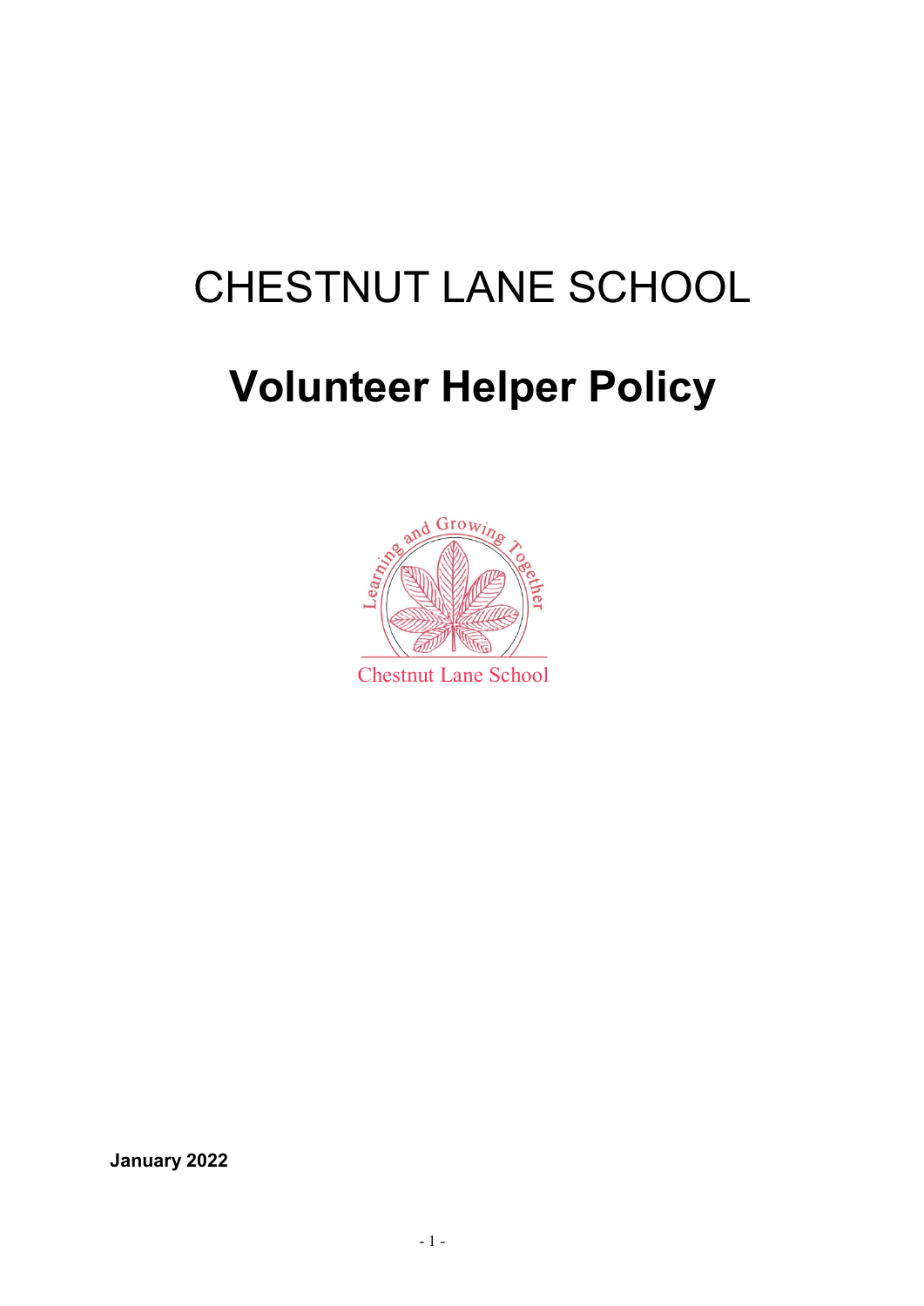# CHESTNUT LANE SCHOOL

# Volunteer Helper Policy

**January 2022**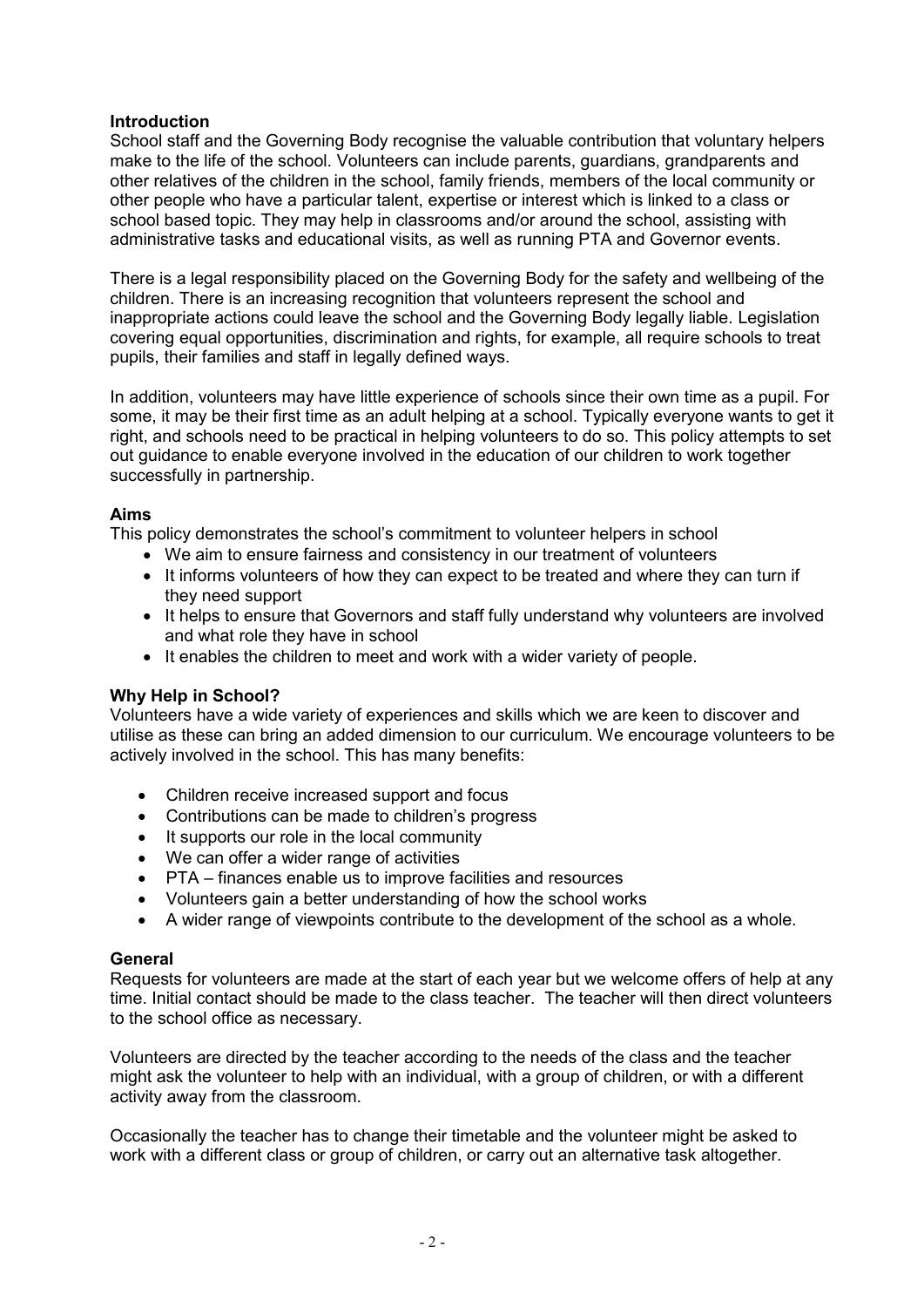## Introduction

School staff and the Governing Body recognise the valuable contribution that voluntary helpers make to the life of the school. Volunteers can include parents, guardians, grandparents and other relatives of the children in the school, family friends, members of the local community or other people who have a particular talent, expertise or interest which is linked to a class or school based topic. They may help in classrooms and/or around the school, assisting with administrative tasks and educational visits, as well as running PTA and Governor events.

There is a legal responsibility placed on the Governing Body for the safety and wellbeing of the children. There is an increasing recognition that volunteers represent the school and inappropriate actions could leave the school and the Governing Body legally liable. Legislation covering equal opportunities, discrimination and rights, for example, all require schools to treat pupils, their families and staff in legally defined ways.

In addition, volunteers may have little experience of schools since their own time as a pupil. For some, it may be their first time as an adult helping at a school. Typically everyone wants to get it right, and schools need to be practical in helping volunteers to do so. This policy attempts to set out guidance to enable everyone involved in the education of our children to work together successfully in partnership.

## Aims

This policy demonstrates the school's commitment to volunteer helpers in school

- We aim to ensure fairness and consistency in our treatment of volunteers
- It informs volunteers of how they can expect to be treated and where they can turn if they need support
- It helps to ensure that Governors and staff fully understand why volunteers are involved and what role they have in school
- It enables the children to meet and work with a wider variety of people.

## Why Help in School?

Volunteers have a wide variety of experiences and skills which we are keen to discover and utilise as these can bring an added dimension to our curriculum. We encourage volunteers to be actively involved in the school. This has many benefits:

- Children receive increased support and focus
- Contributions can be made to children's progress
- It supports our role in the local community
- We can offer a wider range of activities
- PTA – finances enable us to improve facilities and resources
- Volunteers gain a better understanding of how the school works
- A wider range of viewpoints contribute to the development of the school as a whole.

## General

Requests for volunteers are made at the start of each year but we welcome offers of help at any time. Initial contact should be made to the class teacher. The teacher will then direct volunteers to the school office as necessary.

Volunteers are directed by the teacher according to the needs of the class and the teacher might ask the volunteer to help with an individual, with a group of children, or with a different activity away from the classroom.

Occasionally the teacher has to change their timetable and the volunteer might be asked to work with a different class or group of children, or carry out an alternative task altogether.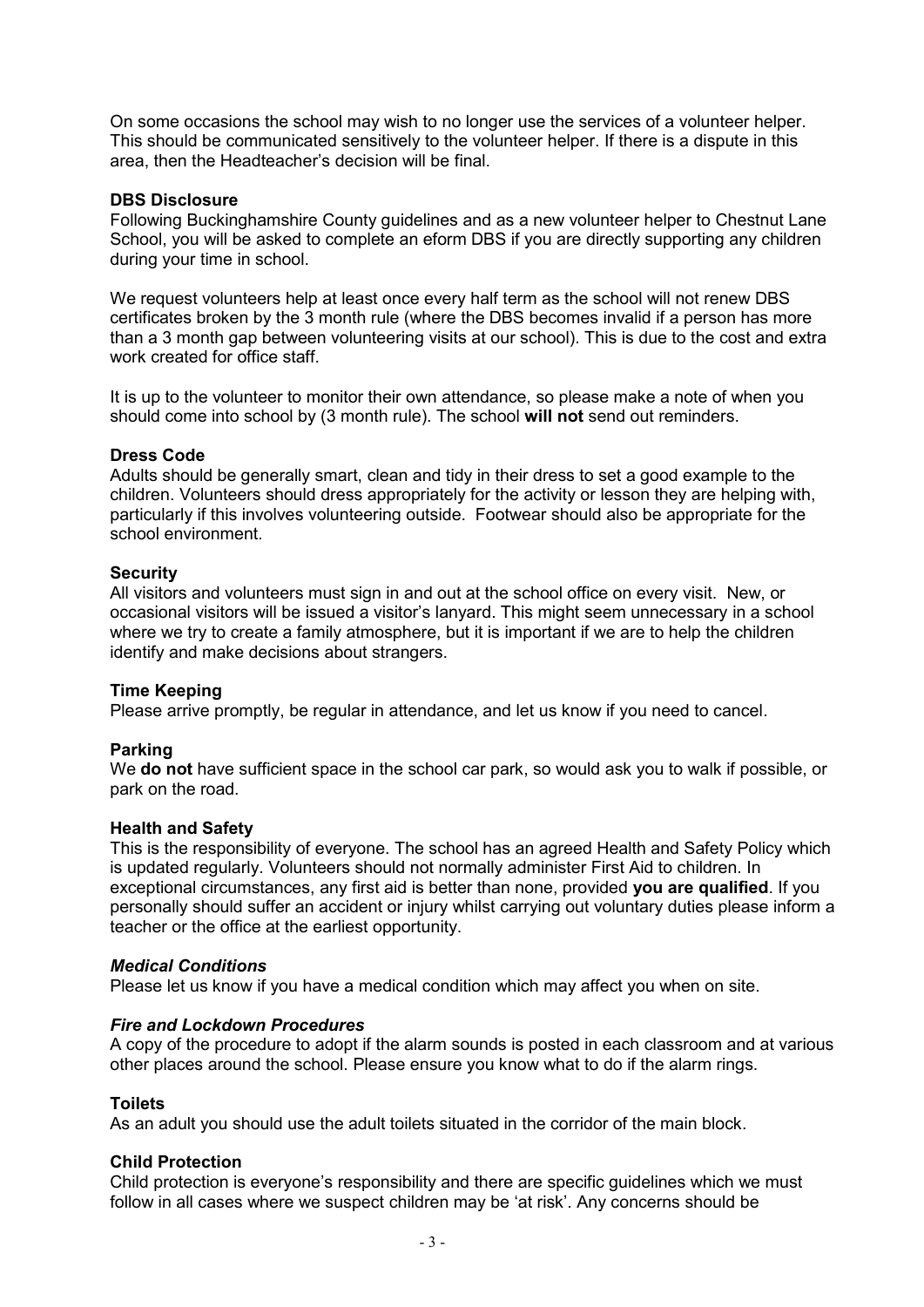On some occasions the school may wish to no longer use the services of a volunteer helper. This should be communicated sensitively to the volunteer helper. If there is a dispute in this area, then the Headteacher's decision will be final.

**DBS Disclosure**

Following Buckinghamshire County guidelines and as a new volunteer helper to Chestnut Lane School, you will be asked to complete an eform DBS if you are directly supporting any children during your time in school.

We request volunteers help at least once every half term as the school will not renew DBS certificates broken by the 3 month rule (where the DBS becomes invalid if a person has more than a 3 month gap between volunteering visits at our school). This is due to the cost and extra work created for office staff.

It is up to the volunteer to monitor their own attendance, so please make a note of when you should come into school by (3 month rule). The school **will not** send out reminders.

**Dress Code**

Adults should be generally smart, clean and tidy in their dress to set a good example to the children. Volunteers should dress appropriately for the activity or lesson they are helping with, particularly if this involves volunteering outside. Footwear should also be appropriate for the school environment.

**Security**

All visitors and volunteers must sign in and out at the school office on every visit. New, or occasional visitors will be issued a visitor's lanyard. This might seem unnecessary in a school where we try to create a family atmosphere, but it is important if we are to help the children identify and make decisions about strangers.

**Time Keeping**

Please arrive promptly, be regular in attendance, and let us know if you need to cancel.

**Parking**

We **do not** have sufficient space in the school car park, so would ask you to walk if possible, or park on the road.

**Health and Safety**

This is the responsibility of everyone. The school has an agreed Health and Safety Policy which is updated regularly. Volunteers should not normally administer First Aid to children. In exceptional circumstances, any first aid is better than none, provided **you are qualified**. If you personally should suffer an accident or injury whilst carrying out voluntary duties please inform a teacher or the office at the earliest opportunity.

***Medical Conditions***

Please let us know if you have a medical condition which may affect you when on site.

***Fire and Lockdown Procedures***

A copy of the procedure to adopt if the alarm sounds is posted in each classroom and at various other places around the school. Please ensure you know what to do if the alarm rings.

**Toilets**

As an adult you should use the adult toilets situated in the corridor of the main block.

**Child Protection**

Child protection is everyone's responsibility and there are specific guidelines which we must follow in all cases where we suspect children may be 'at risk'. Any concerns should be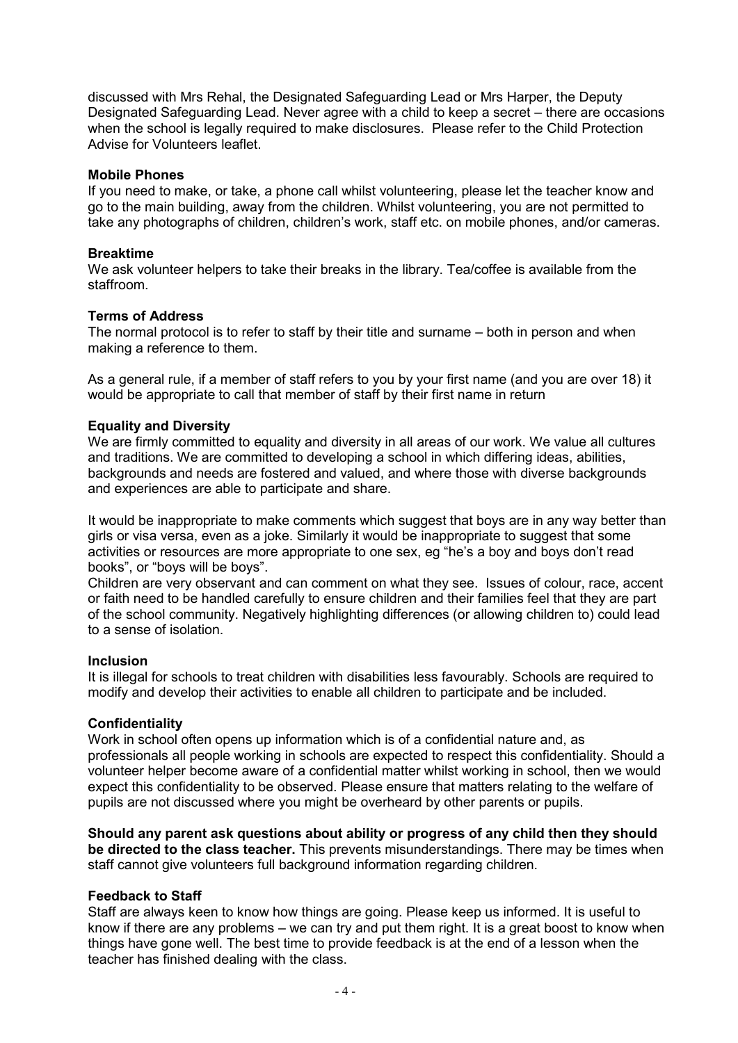discussed with Mrs Rehal, the Designated Safeguarding Lead or Mrs Harper, the Deputy Designated Safeguarding Lead. Never agree with a child to keep a secret – there are occasions when the school is legally required to make disclosures. Please refer to the Child Protection Advise for Volunteers leaflet.

**Mobile Phones**

If you need to make, or take, a phone call whilst volunteering, please let the teacher know and go to the main building, away from the children. Whilst volunteering, you are not permitted to take any photographs of children, children's work, staff etc. on mobile phones, and/or cameras.

**Breaktime**

We ask volunteer helpers to take their breaks in the library. Tea/coffee is available from the staffroom.

**Terms of Address**

The normal protocol is to refer to staff by their title and surname – both in person and when making a reference to them.

As a general rule, if a member of staff refers to you by your first name (and you are over 18) it would be appropriate to call that member of staff by their first name in return

**Equality and Diversity**

We are firmly committed to equality and diversity in all areas of our work. We value all cultures and traditions. We are committed to developing a school in which differing ideas, abilities, backgrounds and needs are fostered and valued, and where those with diverse backgrounds and experiences are able to participate and share.

It would be inappropriate to make comments which suggest that boys are in any way better than girls or visa versa, even as a joke. Similarly it would be inappropriate to suggest that some activities or resources are more appropriate to one sex, eg "he's a boy and boys don't read books", or "boys will be boys".
Children are very observant and can comment on what they see. Issues of colour, race, accent or faith need to be handled carefully to ensure children and their families feel that they are part of the school community. Negatively highlighting differences (or allowing children to) could lead to a sense of isolation.

**Inclusion**

It is illegal for schools to treat children with disabilities less favourably. Schools are required to modify and develop their activities to enable all children to participate and be included.

**Confidentiality**

Work in school often opens up information which is of a confidential nature and, as professionals all people working in schools are expected to respect this confidentiality. Should a volunteer helper become aware of a confidential matter whilst working in school, then we would expect this confidentiality to be observed. Please ensure that matters relating to the welfare of pupils are not discussed where you might be overheard by other parents or pupils.

**Should any parent ask questions about ability or progress of any child then they should be directed to the class teacher.** This prevents misunderstandings. There may be times when staff cannot give volunteers full background information regarding children.

**Feedback to Staff**

Staff are always keen to know how things are going. Please keep us informed. It is useful to know if there are any problems – we can try and put them right. It is a great boost to know when things have gone well. The best time to provide feedback is at the end of a lesson when the teacher has finished dealing with the class.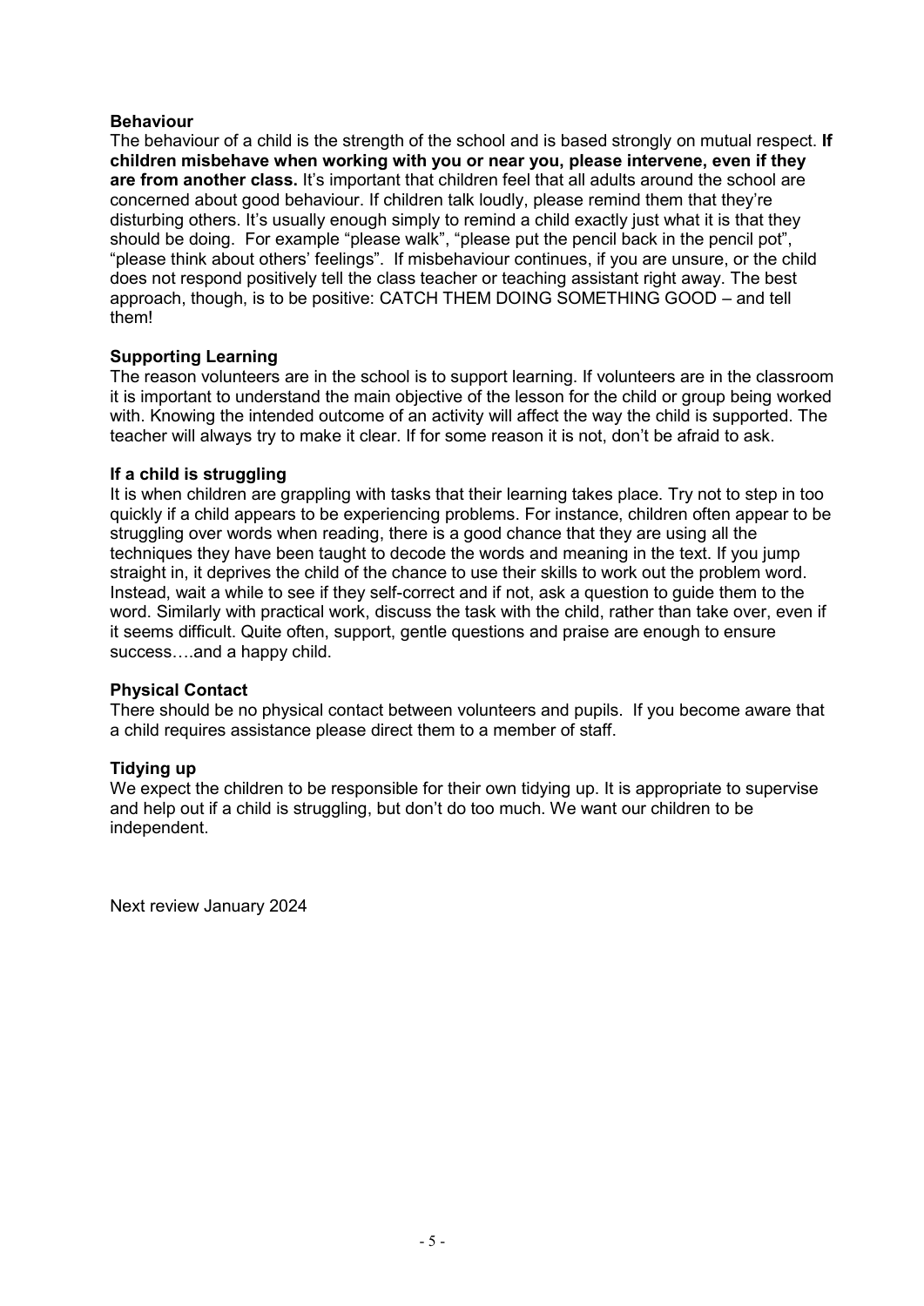**Behaviour**

The behaviour of a child is the strength of the school and is based strongly on mutual respect. **If children misbehave when working with you or near you, please intervene, even if they are from another class.** It's important that children feel that all adults around the school are concerned about good behaviour. If children talk loudly, please remind them that they're disturbing others. It's usually enough simply to remind a child exactly just what it is that they should be doing. For example "please walk", "please put the pencil back in the pencil pot", "please think about others' feelings". If misbehaviour continues, if you are unsure, or the child does not respond positively tell the class teacher or teaching assistant right away. The best approach, though, is to be positive: CATCH THEM DOING SOMETHING GOOD – and tell them!

**Supporting Learning**

The reason volunteers are in the school is to support learning. If volunteers are in the classroom it is important to understand the main objective of the lesson for the child or group being worked with. Knowing the intended outcome of an activity will affect the way the child is supported. The teacher will always try to make it clear. If for some reason it is not, don't be afraid to ask.

**If a child is struggling**

It is when children are grappling with tasks that their learning takes place. Try not to step in too quickly if a child appears to be experiencing problems. For instance, children often appear to be struggling over words when reading, there is a good chance that they are using all the techniques they have been taught to decode the words and meaning in the text. If you jump straight in, it deprives the child of the chance to use their skills to work out the problem word. Instead, wait a while to see if they self-correct and if not, ask a question to guide them to the word. Similarly with practical work, discuss the task with the child, rather than take over, even if it seems difficult. Quite often, support, gentle questions and praise are enough to ensure success….and a happy child.

**Physical Contact**

There should be no physical contact between volunteers and pupils. If you become aware that a child requires assistance please direct them to a member of staff.

**Tidying up**

We expect the children to be responsible for their own tidying up. It is appropriate to supervise and help out if a child is struggling, but don't do too much. We want our children to be independent.

Next review January 2024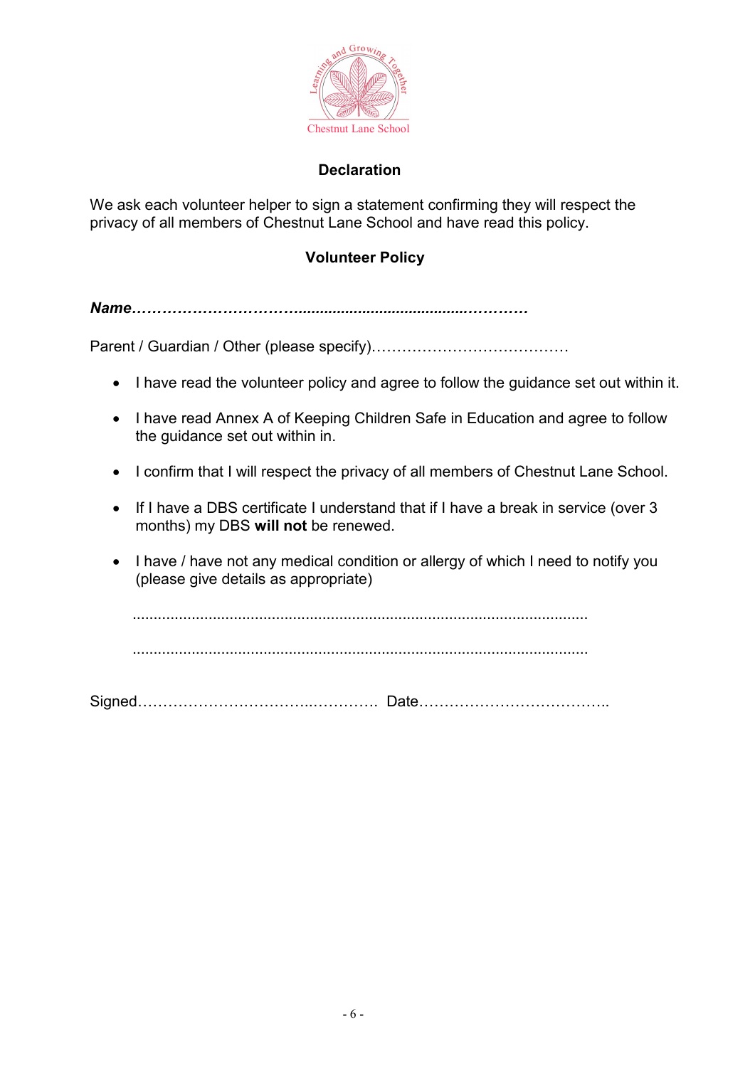Chestnut Lane School

Learning and Growing Together

## Declaration

We ask each volunteer helper to sign a statement confirming they will respect the privacy of all members of Chestnut Lane School and have read this policy.

## Volunteer Policy

***Name…………………….......................................…………***

Parent / Guardian / Other (please specify)…………………………………

- I have read the volunteer policy and agree to follow the guidance set out within it.
- I have read Annex A of Keeping Children Safe in Education and agree to follow the guidance set out within in.
- I confirm that I will respect the privacy of all members of Chestnut Lane School.
- If I have a DBS certificate I understand that if I have a break in service (over 3 months) my DBS **will not** be renewed.
- I have / have not any medical condition or allergy of which I need to notify you (please give details as appropriate)

..........................................................................................................

..........................................................................................................

Signed…………………………..…………. Date………………………………..